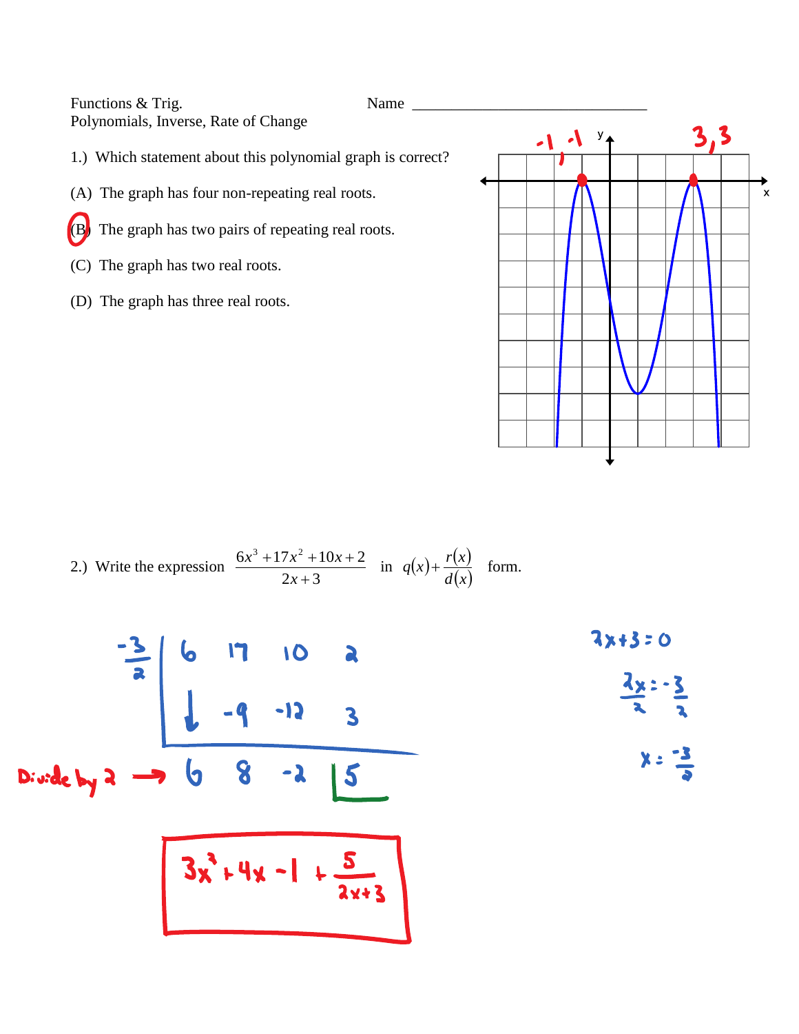Functions & Trig.
Polynomials, Inverse, Rate of Change

Name ______________________________

1.) Which statement about this polynomial graph is correct?

(A) The graph has four non-repeating real roots.

(B) The graph has two pairs of repeating real roots.

(C) The graph has two real roots.

(D) The graph has three real roots.

-1, -1 &nbsp;&nbsp;&nbsp;&nbsp; 3, 3

2.) Write the expression $\dfrac{6x^3+17x^2+10x+2}{2x+3}$ in $q(x)+\dfrac{r(x)}{d(x)}$ form.

| $-\frac{3}{2}$ | 6 | 17 | 10 | 2 |
|---|---|---|---|---|
| | ↓ | -9 | -12 | 3 |
| Divide by 2 → | 6 | 8 | -2 | 5 |

$2x+3=0$

$\frac{2x}{2}=\frac{-3}{2}$

$x=\frac{-3}{2}$

$$3x^2+4x-1+\frac{5}{2x+3}$$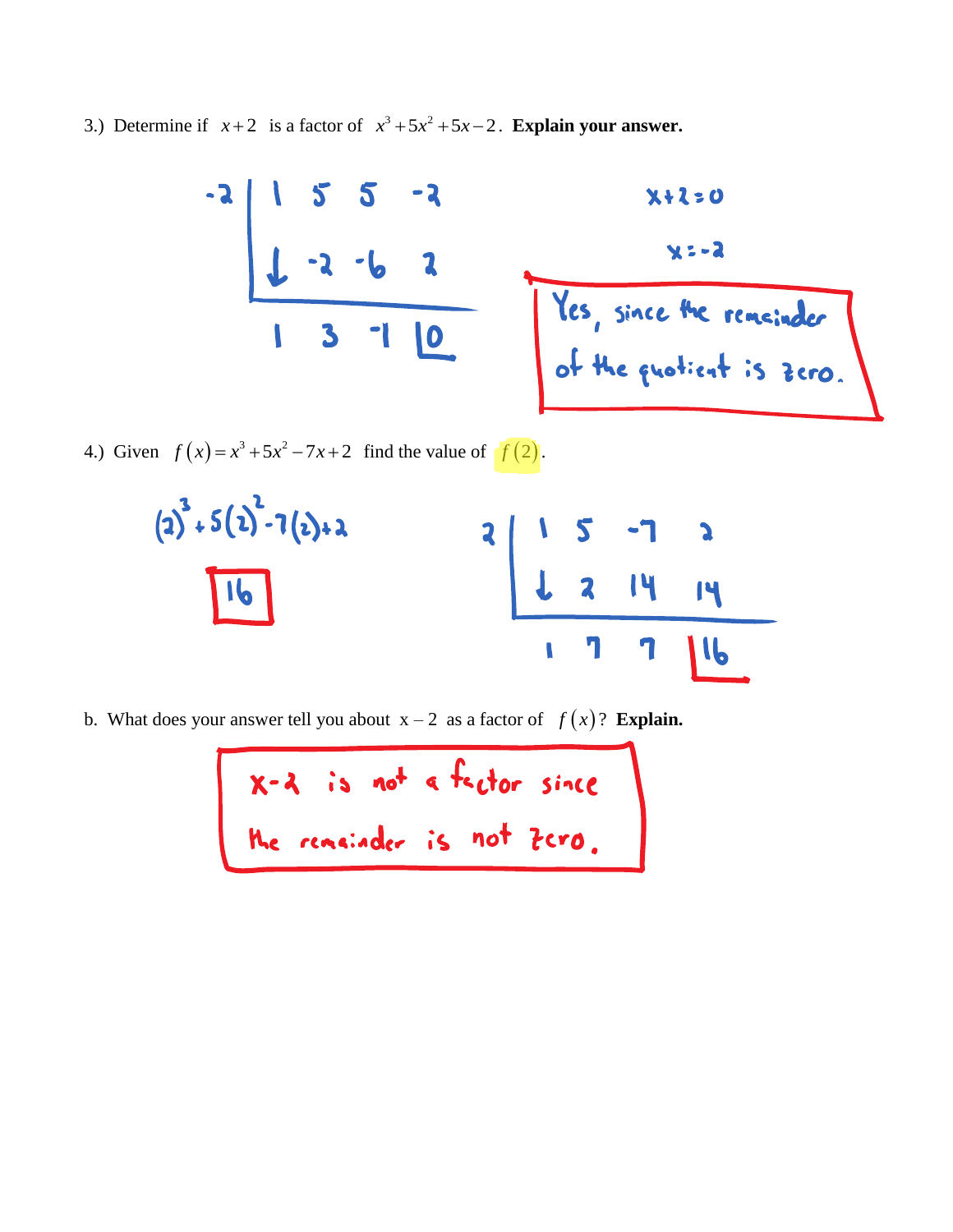3.) Determine if $x+2$ is a factor of $x^3+5x^2+5x-2$. **Explain your answer.**

| -2 | 1 | 5 | 5 | -2 |
|---|---|---|---|---|
| | ↓ | -2 | -6 | 2 |
| | 1 | 3 | -1 | 0 |

$x+2=0$

$x=-2$

Yes, since the remainder of the quotient is zero.

4.) Given $f(x)=x^3+5x^2-7x+2$ find the value of $f(2)$.

$(2)^3+5(2)^2-7(2)+2$

16

| 2 | 1 | 5 | -7 | 2 |
|---|---|---|---|---|
| | ↓ | 2 | 14 | 14 |
| | 1 | 7 | 7 | 16 |

b. What does your answer tell you about $x-2$ as a factor of $f(x)$? **Explain.**

$x-2$ is not a factor since the remainder is not zero.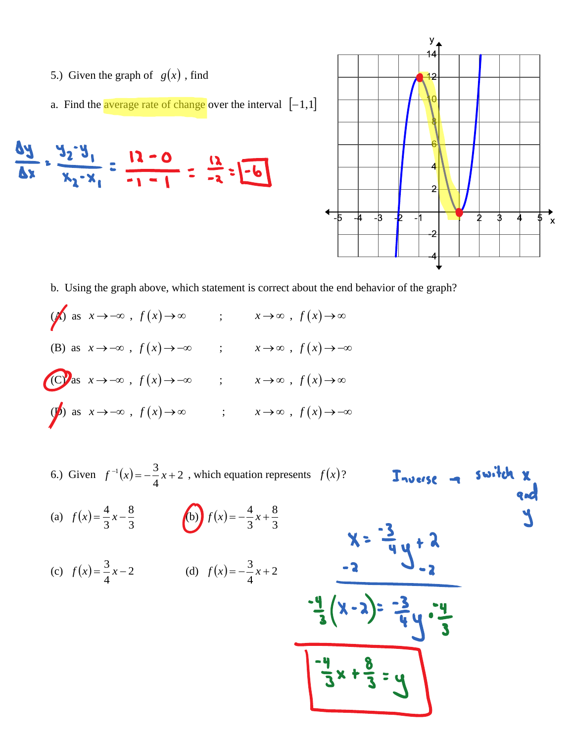5.) Given the graph of $g(x)$, find

a. Find the average rate of change over the interval $[-1,1]$

$$\frac{\Delta y}{\Delta x} = \frac{y_2 - y_1}{x_2 - x_1} = \frac{12 - 0}{-1 - 1} = \frac{12}{-2} = \boxed{-6}$$

y
14
12
10
8
6
4
2
-5 -4 -3 -2 -1 1 2 3 4 5 x
-2
-4

b. Using the graph above, which statement is correct about the end behavior of the graph?

(A) as $x \to -\infty$, $f(x) \to \infty$ ; $x \to \infty$, $f(x) \to \infty$

(B) as $x \to -\infty$, $f(x) \to -\infty$ ; $x \to \infty$, $f(x) \to -\infty$

(C) as $x \to -\infty$, $f(x) \to -\infty$ ; $x \to \infty$, $f(x) \to \infty$

(D) as $x \to -\infty$, $f(x) \to \infty$ ; $x \to \infty$, $f(x) \to -\infty$

6.) Given $f^{-1}(x) = -\frac{3}{4}x + 2$, which equation represents $f(x)$?

(a) $f(x) = \frac{4}{3}x - \frac{8}{3}$

(b) $f(x) = -\frac{4}{3}x + \frac{8}{3}$

(c) $f(x) = \frac{3}{4}x - 2$

(d) $f(x) = -\frac{3}{4}x + 2$

Inverse → switch x and y

$$x = \frac{-3}{4}y + 2$$
$$-2 \qquad\qquad -2$$

$$\frac{-4}{3}(x - 2) = \frac{-3}{4}y \cdot \frac{-4}{3}$$

$$\boxed{\frac{-4}{3}x + \frac{8}{3} = y}$$